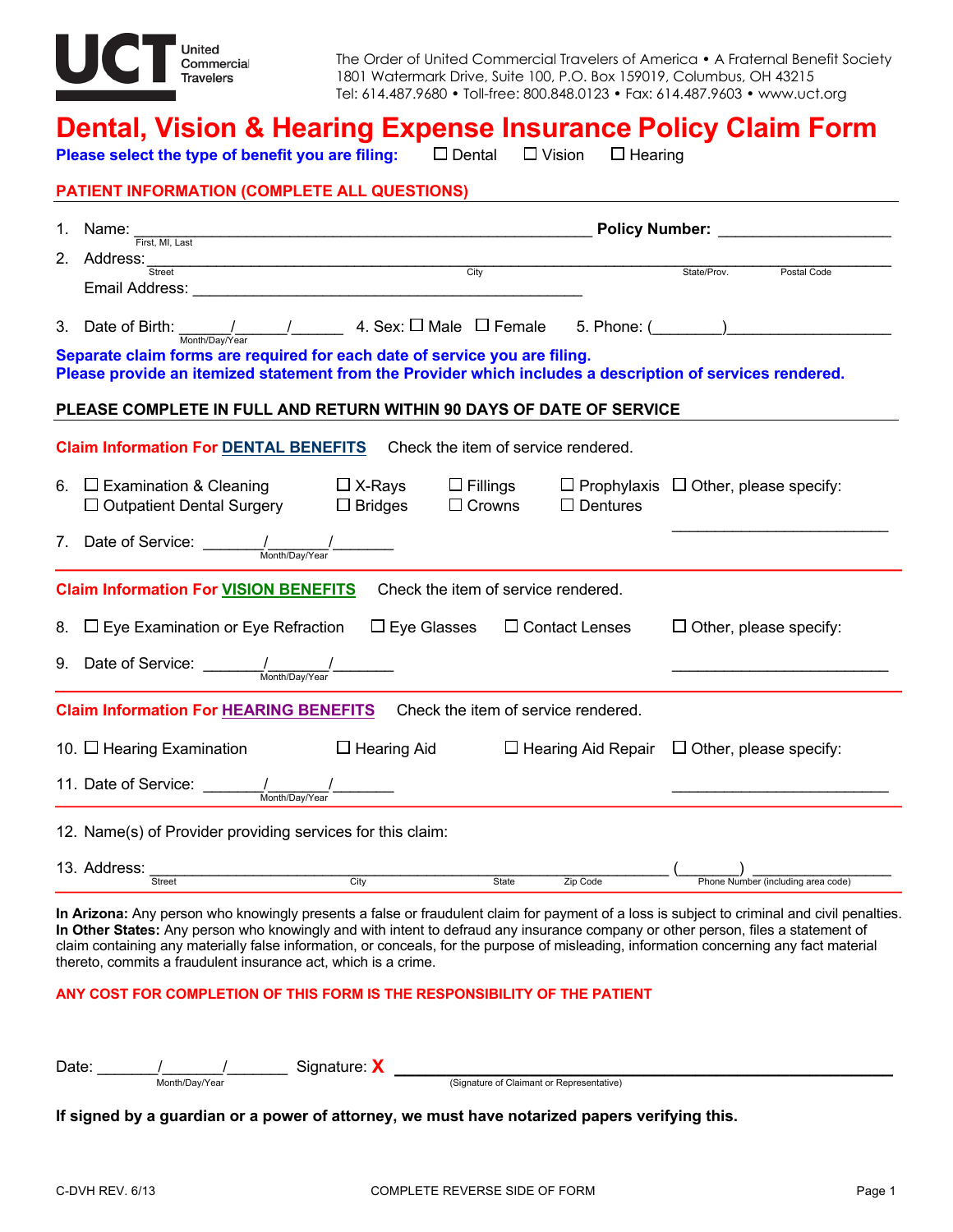UCT United Commercial Travelers

The Order of United Commercial Travelers of America • A Fraternal Benefit Society
1801 Watermark Drive, Suite 100, P.O. Box 159019, Columbus, OH 43215
Tel: 614.487.9680 • Toll-free: 800.848.0123 • Fax: 614.487.9603 • www.uct.org

# Dental, Vision & Hearing Expense Insurance Policy Claim Form

**Please select the type of benefit you are filing:** ☐ Dental ☐ Vision ☐ Hearing

## PATIENT INFORMATION (COMPLETE ALL QUESTIONS)

1. Name: ______________________________ **Policy Number:** ____________
   First, MI, Last
2. Address: ______________________________________________
   Street City State/Prov. Postal Code
   Email Address: ______________________________
3. Date of Birth: ____/____/____ (Month/Day/Year) 4. Sex: ☐ Male ☐ Female 5. Phone: (______)____________

**Separate claim forms are required for each date of service you are filing.**
**Please provide an itemized statement from the Provider which includes a description of services rendered.**

**PLEASE COMPLETE IN FULL AND RETURN WITHIN 90 DAYS OF DATE OF SERVICE**

### Claim Information For DENTAL BENEFITS
Check the item of service rendered.

6. ☐ Examination & Cleaning ☐ X-Rays ☐ Fillings ☐ Prophylaxis ☐ Other, please specify: ____________
   ☐ Outpatient Dental Surgery ☐ Bridges ☐ Crowns ☐ Dentures
7. Date of Service: ____/____/____ (Month/Day/Year)

### Claim Information For VISION BENEFITS
Check the item of service rendered.

8. ☐ Eye Examination or Eye Refraction ☐ Eye Glasses ☐ Contact Lenses ☐ Other, please specify: ____________
9. Date of Service: ____/____/____ (Month/Day/Year)

### Claim Information For HEARING BENEFITS
Check the item of service rendered.

10. ☐ Hearing Examination ☐ Hearing Aid ☐ Hearing Aid Repair ☐ Other, please specify: ____________
11. Date of Service: ____/____/____ (Month/Day/Year)

12. Name(s) of Provider providing services for this claim:

13. Address: ______________________________________ (______) ____________
    Street City State Zip Code Phone Number (including area code)

**In Arizona:** Any person who knowingly presents a false or fraudulent claim for payment of a loss is subject to criminal and civil penalties.
**In Other States:** Any person who knowingly and with intent to defraud any insurance company or other person, files a statement of claim containing any materially false information, or conceals, for the purpose of misleading, information concerning any fact material thereto, commits a fraudulent insurance act, which is a crime.

**ANY COST FOR COMPLETION OF THIS FORM IS THE RESPONSIBILITY OF THE PATIENT**

Date: ____/____/____ (Month/Day/Year) Signature: **X** ______________________________
(Signature of Claimant or Representative)

**If signed by a guardian or a power of attorney, we must have notarized papers verifying this.**

C-DVH REV. 6/13 COMPLETE REVERSE SIDE OF FORM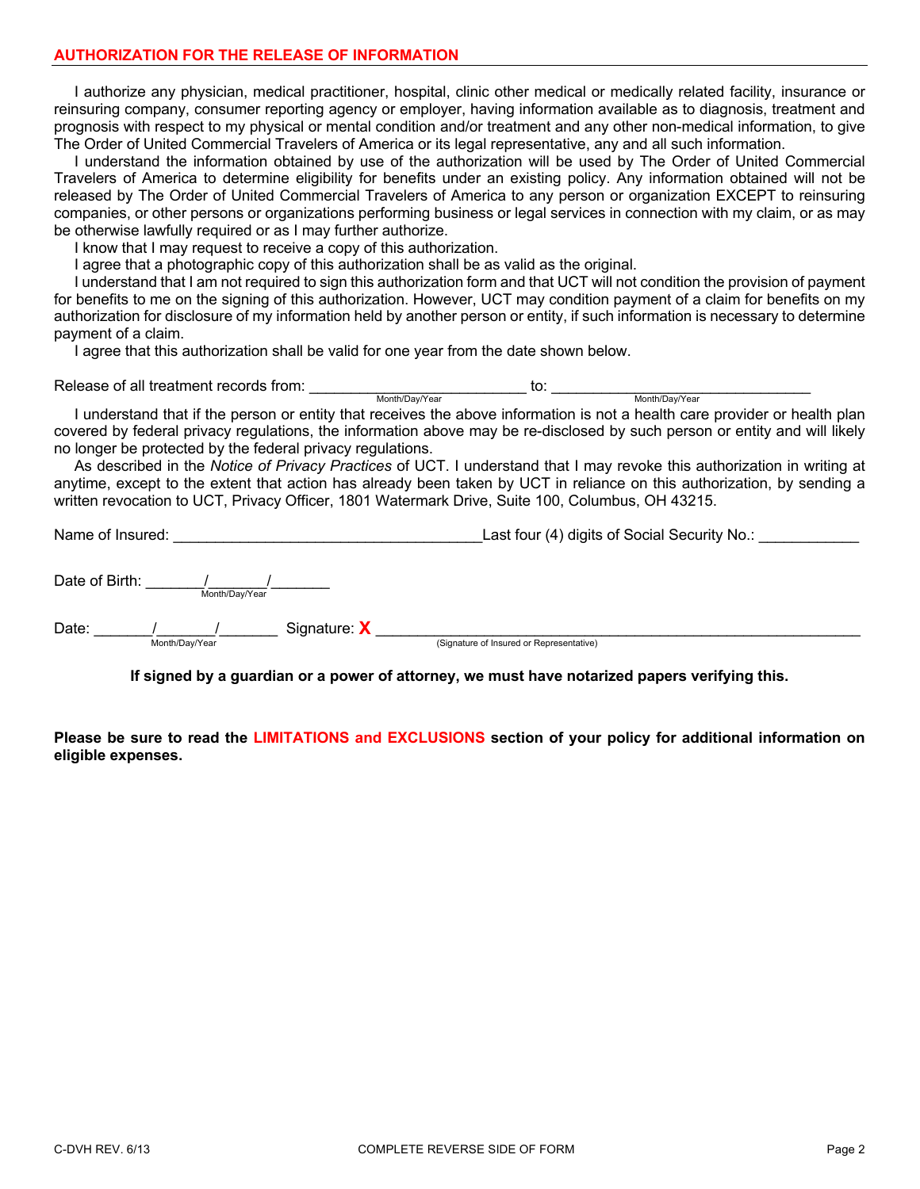## AUTHORIZATION FOR THE RELEASE OF INFORMATION

I authorize any physician, medical practitioner, hospital, clinic other medical or medically related facility, insurance or reinsuring company, consumer reporting agency or employer, having information available as to diagnosis, treatment and prognosis with respect to my physical or mental condition and/or treatment and any other non-medical information, to give The Order of United Commercial Travelers of America or its legal representative, any and all such information.

I understand the information obtained by use of the authorization will be used by The Order of United Commercial Travelers of America to determine eligibility for benefits under an existing policy. Any information obtained will not be released by The Order of United Commercial Travelers of America to any person or organization EXCEPT to reinsuring companies, or other persons or organizations performing business or legal services in connection with my claim, or as may be otherwise lawfully required or as I may further authorize.

I know that I may request to receive a copy of this authorization.

I agree that a photographic copy of this authorization shall be as valid as the original.

I understand that I am not required to sign this authorization form and that UCT will not condition the provision of payment for benefits to me on the signing of this authorization. However, UCT may condition payment of a claim for benefits on my authorization for disclosure of my information held by another person or entity, if such information is necessary to determine payment of a claim.

I agree that this authorization shall be valid for one year from the date shown below.

Release of all treatment records from: __________________________ to: ______________________________
Month/Day/Year Month/Day/Year

I understand that if the person or entity that receives the above information is not a health care provider or health plan covered by federal privacy regulations, the information above may be re-disclosed by such person or entity and will likely no longer be protected by the federal privacy regulations.

As described in the *Notice of Privacy Practices* of UCT. I understand that I may revoke this authorization in writing at anytime, except to the extent that action has already been taken by UCT in reliance on this authorization, by sending a written revocation to UCT, Privacy Officer, 1801 Watermark Drive, Suite 100, Columbus, OH 43215.

Name of Insured: ____________________________________ Last four (4) digits of Social Security No.: ____________

Date of Birth: _______/_______/_______
Month/Day/Year

Date: _______/_______/_______ Signature: **X** ____________________________________________________________
Month/Day/Year (Signature of Insured or Representative)

**If signed by a guardian or a power of attorney, we must have notarized papers verifying this.**

**Please be sure to read the LIMITATIONS and EXCLUSIONS section of your policy for additional information on eligible expenses.**

C-DVH REV. 6/13 COMPLETE REVERSE SIDE OF FORM